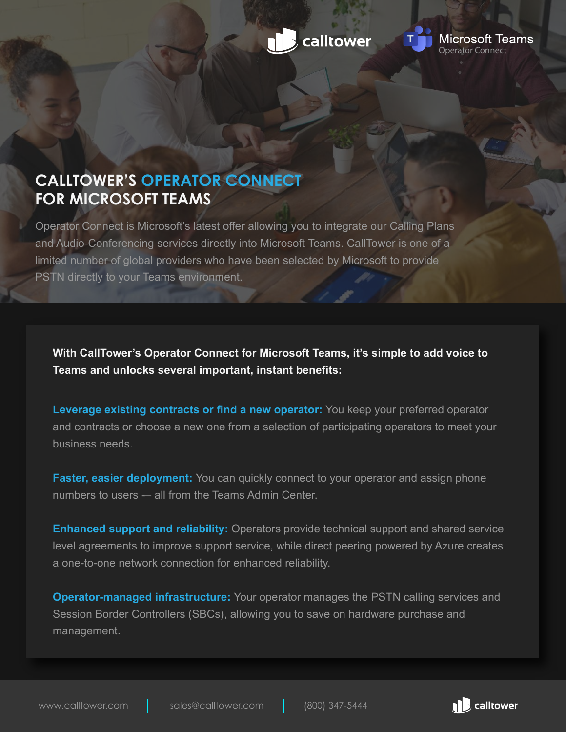calltower | Microsoft Teams Operator Connect

# CALLTOWER'S OPERATOR CONNECT FOR MICROSOFT TEAMS

Operator Connect is Microsoft's latest offer allowing you to integrate our Calling Plans and Audio-Conferencing services directly into Microsoft Teams. CallTower is one of a limited number of global providers who have been selected by Microsoft to provide PSTN directly to your Teams environment.

**With CallTower's Operator Connect for Microsoft Teams, it's simple to add voice to Teams and unlocks several important, instant benefits:**

**Leverage existing contracts or find a new operator:** You keep your preferred operator and contracts or choose a new one from a selection of participating operators to meet your business needs.

**Faster, easier deployment:** You can quickly connect to your operator and assign phone numbers to users –– all from the Teams Admin Center.

**Enhanced support and reliability:** Operators provide technical support and shared service level agreements to improve support service, while direct peering powered by Azure creates a one-to-one network connection for enhanced reliability.

**Operator-managed infrastructure:** Your operator manages the PSTN calling services and Session Border Controllers (SBCs), allowing you to save on hardware purchase and management.

www.calltower.com | sales@calltower.com | (800) 347-5444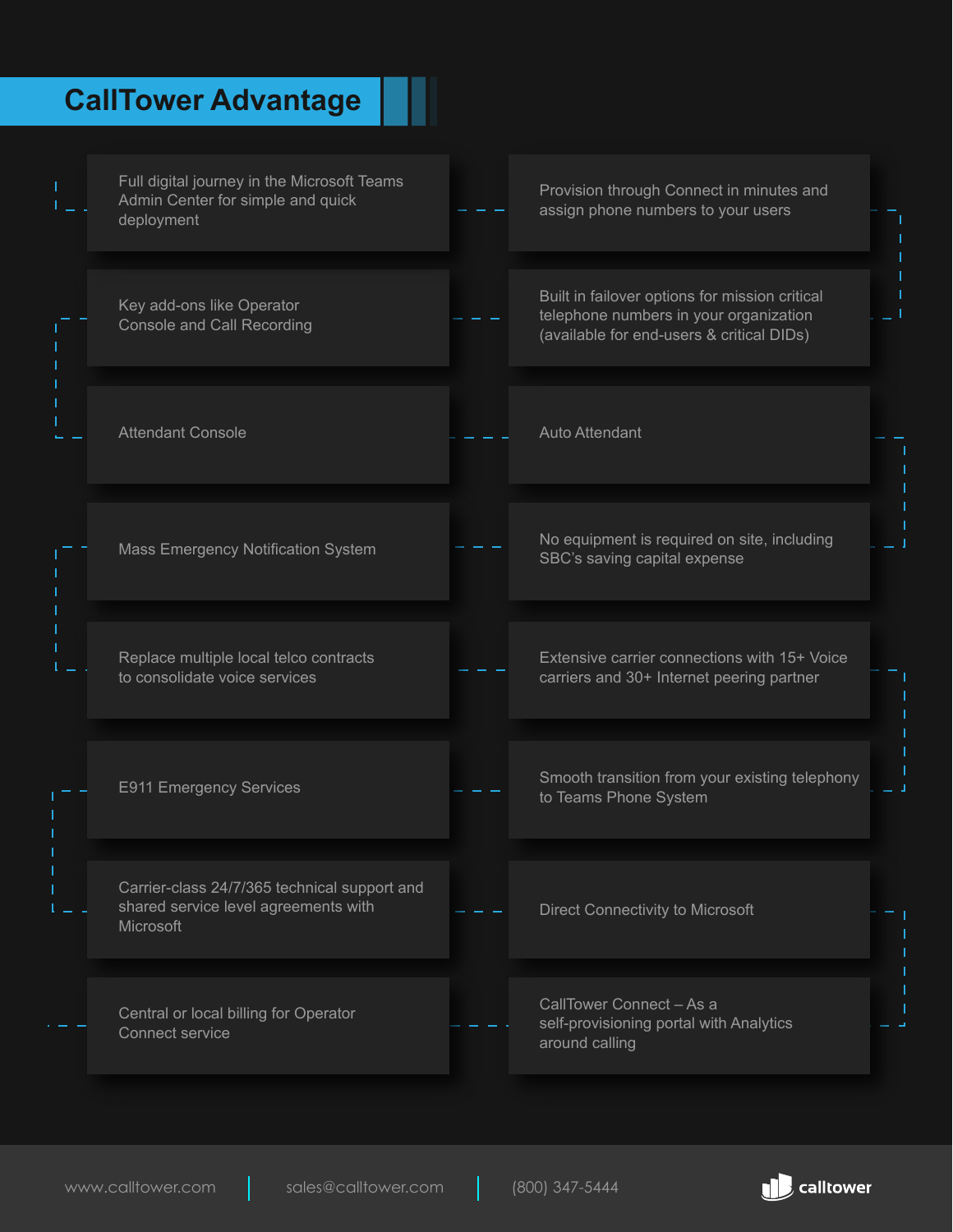# CallTower Advantage

- Full digital journey in the Microsoft Teams Admin Center for simple and quick deployment
- Provision through Connect in minutes and assign phone numbers to your users
- Key add-ons like Operator Console and Call Recording
- Built in failover options for mission critical telephone numbers in your organization (available for end-users & critical DIDs)
- Attendant Console
- Auto Attendant
- Mass Emergency Notification System
- No equipment is required on site, including SBC's saving capital expense
- Replace multiple local telco contracts to consolidate voice services
- Extensive carrier connections with 15+ Voice carriers and 30+ Internet peering partner
- E911 Emergency Services
- Smooth transition from your existing telephony to Teams Phone System
- Carrier-class 24/7/365 technical support and shared service level agreements with Microsoft
- Direct Connectivity to Microsoft
- Central or local billing for Operator Connect service
- CallTower Connect – As a self-provisioning portal with Analytics around calling

www.calltower.com | sales@calltower.com | (800) 347-5444

calltower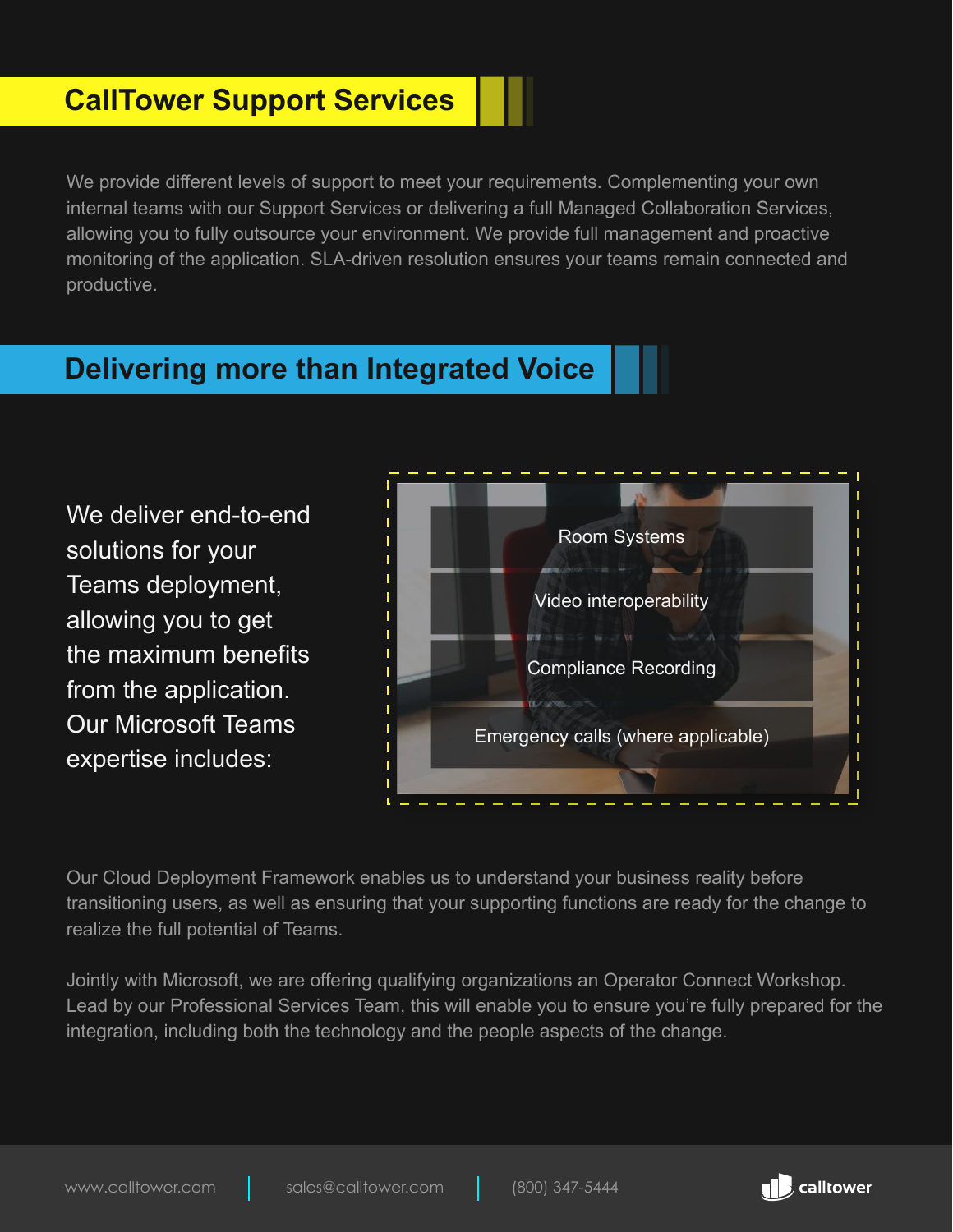## CallTower Support Services

We provide different levels of support to meet your requirements. Complementing your own internal teams with our Support Services or delivering a full Managed Collaboration Services, allowing you to fully outsource your environment. We provide full management and proactive monitoring of the application. SLA-driven resolution ensures your teams remain connected and productive.

## Delivering more than Integrated Voice

We deliver end-to-end solutions for your Teams deployment, allowing you to get the maximum benefits from the application. Our Microsoft Teams expertise includes:

- Room Systems
- Video interoperability
- Compliance Recording
- Emergency calls (where applicable)

Our Cloud Deployment Framework enables us to understand your business reality before transitioning users, as well as ensuring that your supporting functions are ready for the change to realize the full potential of Teams.

Jointly with Microsoft, we are offering qualifying organizations an Operator Connect Workshop. Lead by our Professional Services Team, this will enable you to ensure you're fully prepared for the integration, including both the technology and the people aspects of the change.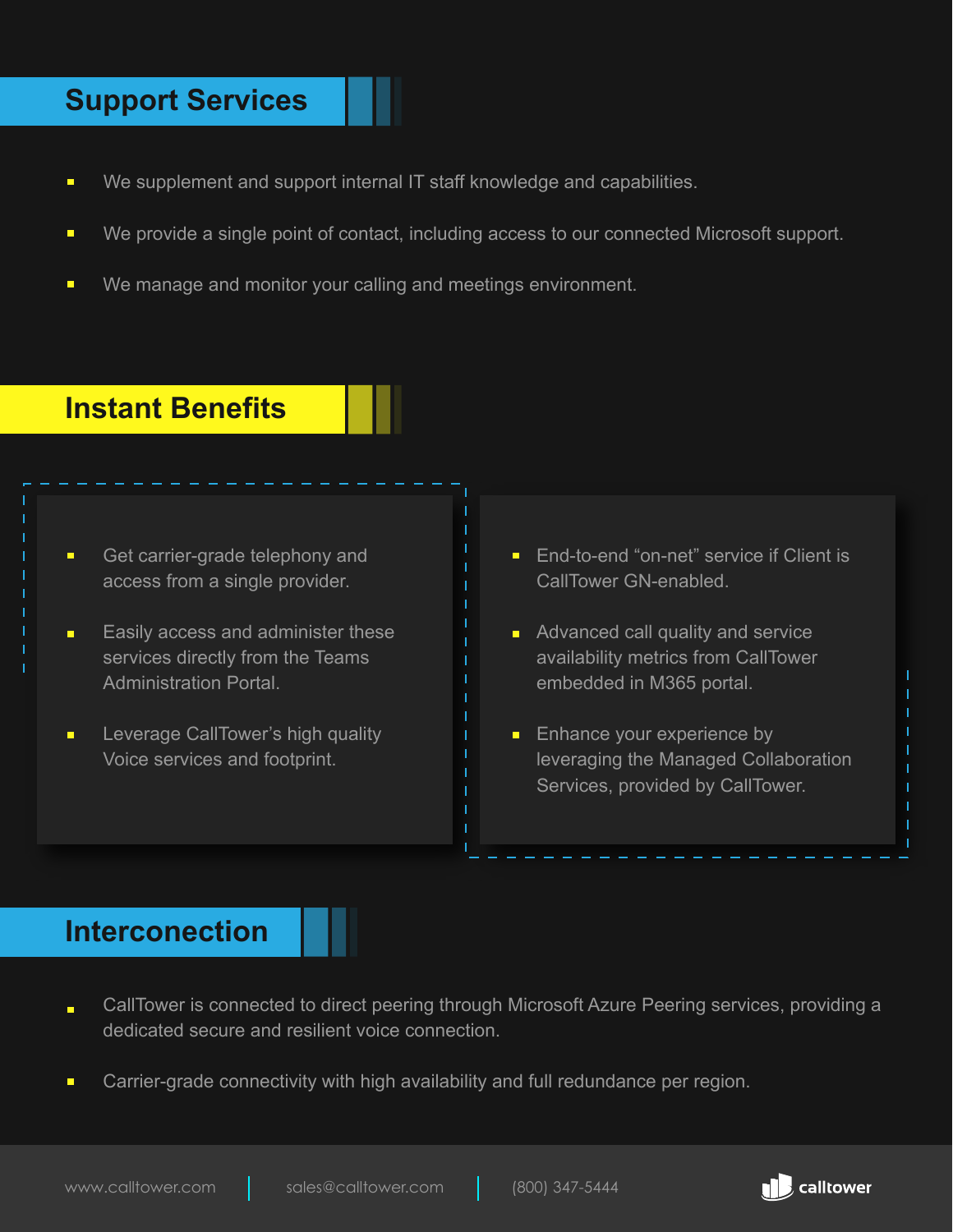## Support Services

- We supplement and support internal IT staff knowledge and capabilities.
- We provide a single point of contact, including access to our connected Microsoft support.
- We manage and monitor your calling and meetings environment.

## Instant Benefits

- Get carrier-grade telephony and access from a single provider.
- Easily access and administer these services directly from the Teams Administration Portal.
- Leverage CallTower's high quality Voice services and footprint.
- End-to-end "on-net" service if Client is CallTower GN-enabled.
- Advanced call quality and service availability metrics from CallTower embedded in M365 portal.
- Enhance your experience by leveraging the Managed Collaboration Services, provided by CallTower.

## Interconnection

- CallTower is connected to direct peering through Microsoft Azure Peering services, providing a dedicated secure and resilient voice connection.
- Carrier-grade connectivity with high availability and full redundance per region.

www.calltower.com | sales@calltower.com | (800) 347-5444

calltower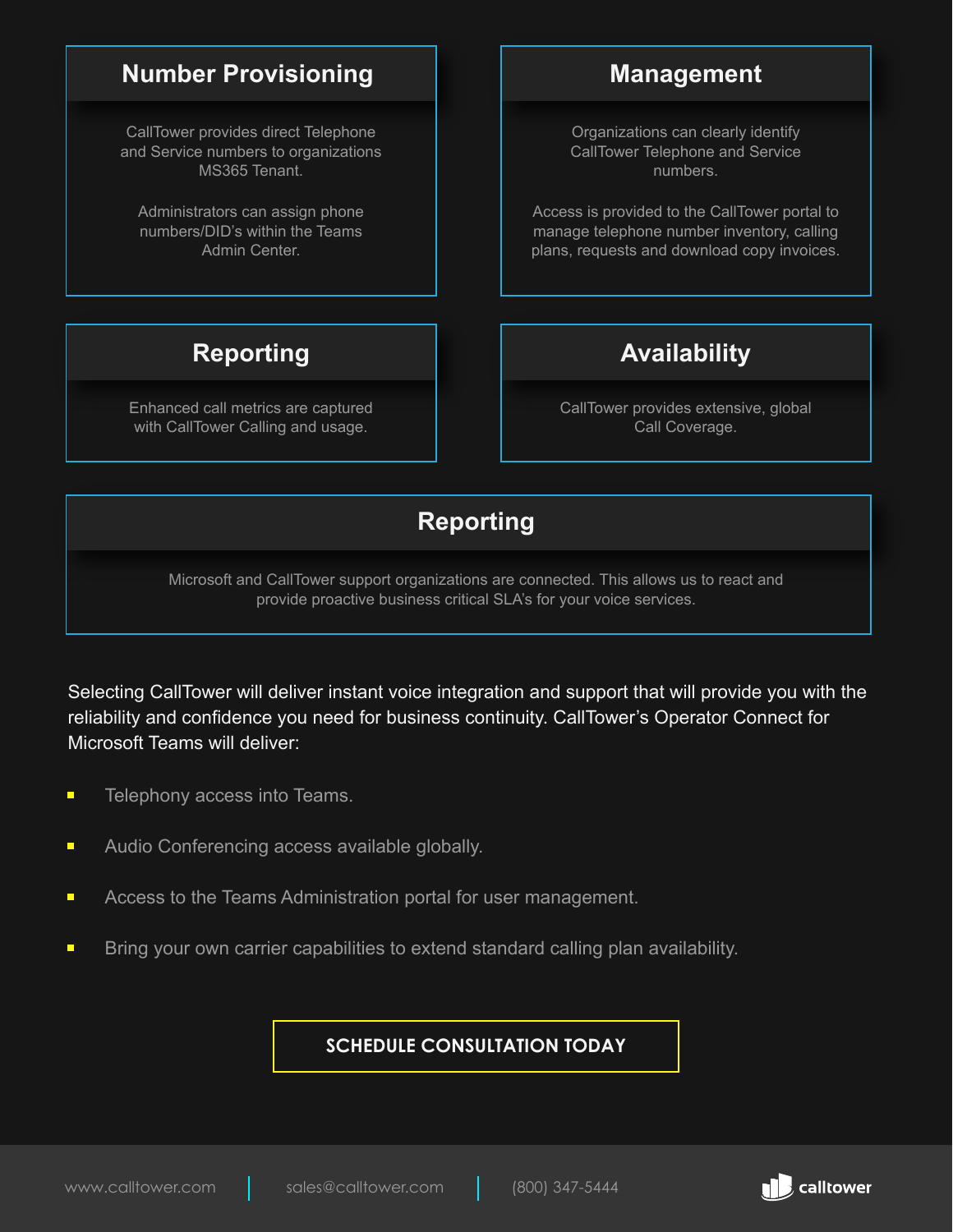## Number Provisioning

CallTower provides direct Telephone and Service numbers to organizations MS365 Tenant.

Administrators can assign phone numbers/DID's within the Teams Admin Center.

## Management

Organizations can clearly identify CallTower Telephone and Service numbers.

Access is provided to the CallTower portal to manage telephone number inventory, calling plans, requests and download copy invoices.

## Reporting

Enhanced call metrics are captured with CallTower Calling and usage.

## Availability

CallTower provides extensive, global Call Coverage.

## Reporting

Microsoft and CallTower support organizations are connected. This allows us to react and provide proactive business critical SLA's for your voice services.

Selecting CallTower will deliver instant voice integration and support that will provide you with the reliability and confidence you need for business continuity. CallTower's Operator Connect for Microsoft Teams will deliver:

- Telephony access into Teams.
- Audio Conferencing access available globally.
- Access to the Teams Administration portal for user management.
- Bring your own carrier capabilities to extend standard calling plan availability.

**SCHEDULE CONSULTATION TODAY**

www.calltower.com | sales@calltower.com | (800) 347-5444

calltower